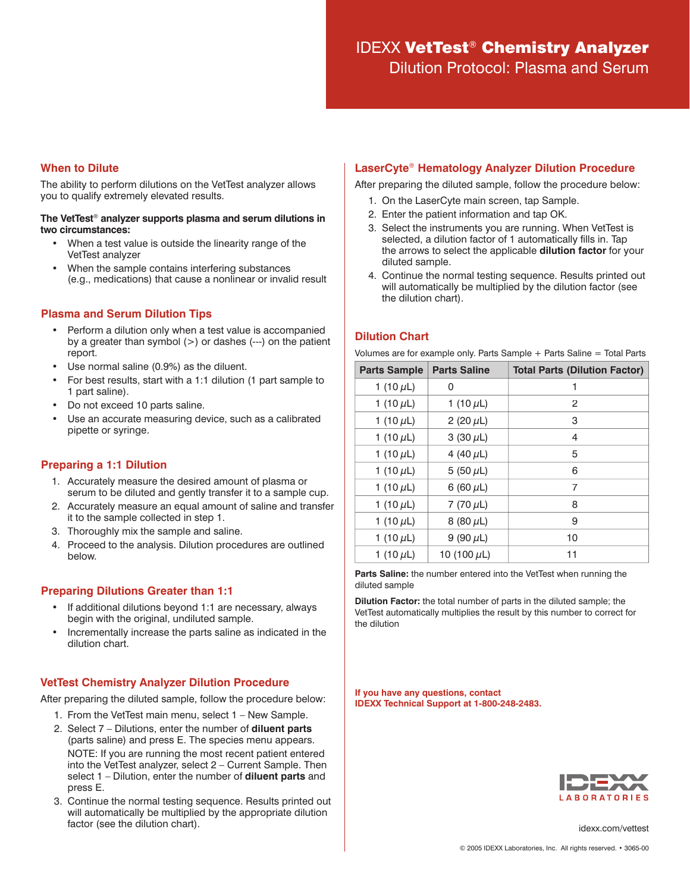# IDEXX **VetTest**® **Chemistry Analyzer**

## Dilution Protocol: Plasma and Serum

### When to Dilute

The ability to perform dilutions on the VetTest analyzer allows you to qualify extremely elevated results.

**The VetTest® analyzer supports plasma and serum dilutions in two circumstances:**

- When a test value is outside the linearity range of the VetTest analyzer
- When the sample contains interfering substances (e.g., medications) that cause a nonlinear or invalid result

### Plasma and Serum Dilution Tips

- Perform a dilution only when a test value is accompanied by a greater than symbol (>) or dashes (---) on the patient report.
- Use normal saline (0.9%) as the diluent.
- For best results, start with a 1:1 dilution (1 part sample to 1 part saline).
- Do not exceed 10 parts saline.
- Use an accurate measuring device, such as a calibrated pipette or syringe.

### Preparing a 1:1 Dilution

1. Accurately measure the desired amount of plasma or serum to be diluted and gently transfer it to a sample cup.
2. Accurately measure an equal amount of saline and transfer it to the sample collected in step 1.
3. Thoroughly mix the sample and saline.
4. Proceed to the analysis. Dilution procedures are outlined below.

### Preparing Dilutions Greater than 1:1

- If additional dilutions beyond 1:1 are necessary, always begin with the original, undiluted sample.
- Incrementally increase the parts saline as indicated in the dilution chart.

### VetTest Chemistry Analyzer Dilution Procedure

After preparing the diluted sample, follow the procedure below:

1. From the VetTest main menu, select 1 – New Sample.
2. Select 7 – Dilutions, enter the number of **diluent parts** (parts saline) and press E. The species menu appears.

   NOTE: If you are running the most recent patient entered into the VetTest analyzer, select 2 – Current Sample. Then select 1 – Dilution, enter the number of **diluent parts** and press E.
3. Continue the normal testing sequence. Results printed out will automatically be multiplied by the appropriate dilution factor (see the dilution chart).

### LaserCyte® Hematology Analyzer Dilution Procedure

After preparing the diluted sample, follow the procedure below:

1. On the LaserCyte main screen, tap Sample.
2. Enter the patient information and tap OK.
3. Select the instruments you are running. When VetTest is selected, a dilution factor of 1 automatically fills in. Tap the arrows to select the applicable **dilution factor** for your diluted sample.
4. Continue the normal testing sequence. Results printed out will automatically be multiplied by the dilution factor (see the dilution chart).

### Dilution Chart

Volumes are for example only. Parts Sample + Parts Saline = Total Parts

| Parts Sample | Parts Saline | Total Parts (Dilution Factor) |
|---|---|---|
| 1 (10 μL) | 0 | 1 |
| 1 (10 μL) | 1 (10 μL) | 2 |
| 1 (10 μL) | 2 (20 μL) | 3 |
| 1 (10 μL) | 3 (30 μL) | 4 |
| 1 (10 μL) | 4 (40 μL) | 5 |
| 1 (10 μL) | 5 (50 μL) | 6 |
| 1 (10 μL) | 6 (60 μL) | 7 |
| 1 (10 μL) | 7 (70 μL) | 8 |
| 1 (10 μL) | 8 (80 μL) | 9 |
| 1 (10 μL) | 9 (90 μL) | 10 |
| 1 (10 μL) | 10 (100 μL) | 11 |

**Parts Saline:** the number entered into the VetTest when running the diluted sample

**Dilution Factor:** the total number of parts in the diluted sample; the VetTest automatically multiplies the result by this number to correct for the dilution

**If you have any questions, contact IDEXX Technical Support at 1-800-248-2483.**

IDEXX LABORATORIES

idexx.com/vettest

© 2005 IDEXX Laboratories, Inc. All rights reserved. • 3065-00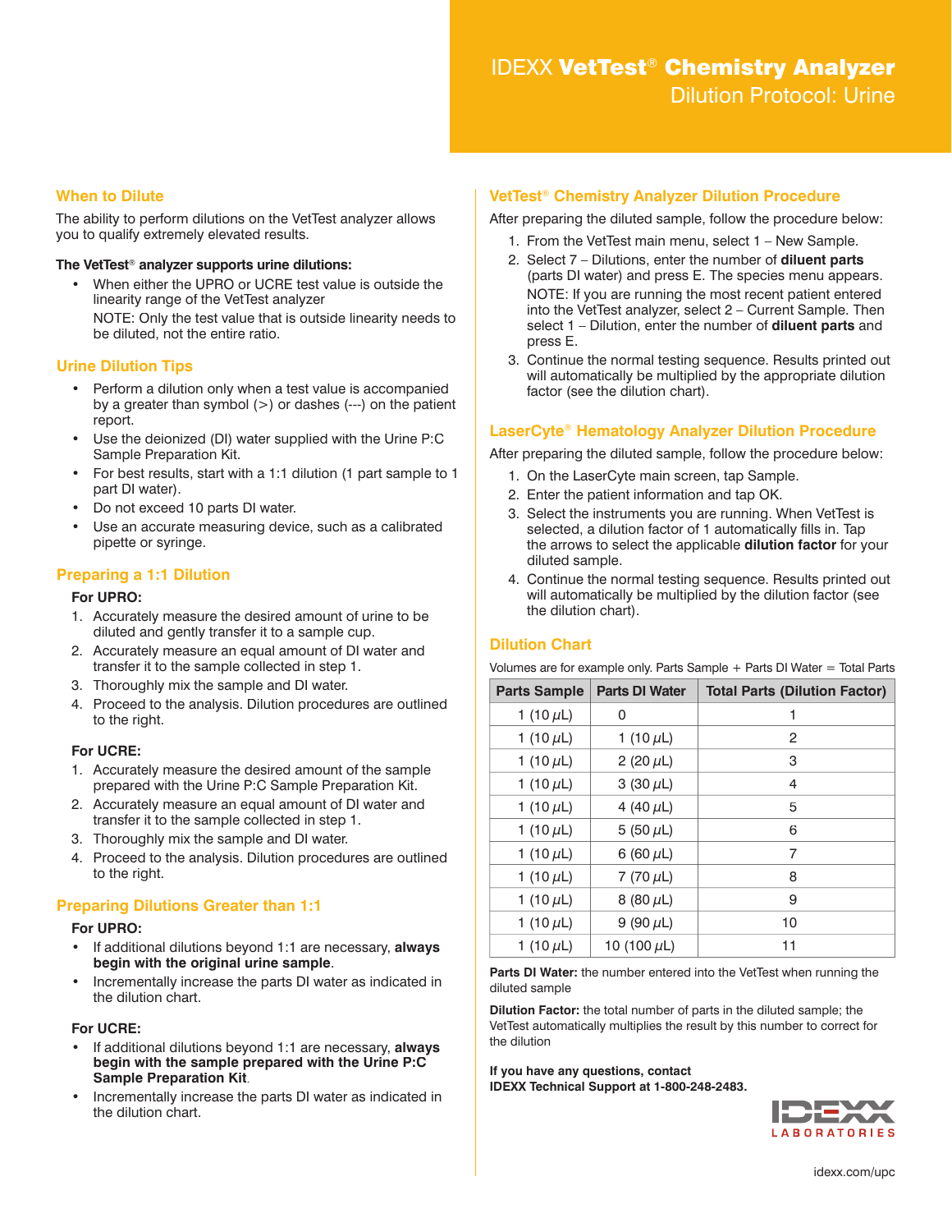# IDEXX **VetTest® Chemistry Analyzer**

## Dilution Protocol: Urine

### When to Dilute

The ability to perform dilutions on the VetTest analyzer allows you to qualify extremely elevated results.

**The VetTest® analyzer supports urine dilutions:**

- When either the UPRO or UCRE test value is outside the linearity range of the VetTest analyzer

  NOTE: Only the test value that is outside linearity needs to be diluted, not the entire ratio.

### Urine Dilution Tips

- Perform a dilution only when a test value is accompanied by a greater than symbol (>) or dashes (---) on the patient report.
- Use the deionized (DI) water supplied with the Urine P:C Sample Preparation Kit.
- For best results, start with a 1:1 dilution (1 part sample to 1 part DI water).
- Do not exceed 10 parts DI water.
- Use an accurate measuring device, such as a calibrated pipette or syringe.

### Preparing a 1:1 Dilution

**For UPRO:**

1. Accurately measure the desired amount of urine to be diluted and gently transfer it to a sample cup.
2. Accurately measure an equal amount of DI water and transfer it to the sample collected in step 1.
3. Thoroughly mix the sample and DI water.
4. Proceed to the analysis. Dilution procedures are outlined to the right.

**For UCRE:**

1. Accurately measure the desired amount of the sample prepared with the Urine P:C Sample Preparation Kit.
2. Accurately measure an equal amount of DI water and transfer it to the sample collected in step 1.
3. Thoroughly mix the sample and DI water.
4. Proceed to the analysis. Dilution procedures are outlined to the right.

### Preparing Dilutions Greater than 1:1

**For UPRO:**

- If additional dilutions beyond 1:1 are necessary, **always begin with the original urine sample**.
- Incrementally increase the parts DI water as indicated in the dilution chart.

**For UCRE:**

- If additional dilutions beyond 1:1 are necessary, **always begin with the sample prepared with the Urine P:C Sample Preparation Kit**.
- Incrementally increase the parts DI water as indicated in the dilution chart.

### VetTest® Chemistry Analyzer Dilution Procedure

After preparing the diluted sample, follow the procedure below:

1. From the VetTest main menu, select 1 – New Sample.
2. Select 7 – Dilutions, enter the number of **diluent parts** (parts DI water) and press E. The species menu appears.

   NOTE: If you are running the most recent patient entered into the VetTest analyzer, select 2 – Current Sample. Then select 1 – Dilution, enter the number of **diluent parts** and press E.
3. Continue the normal testing sequence. Results printed out will automatically be multiplied by the appropriate dilution factor (see the dilution chart).

### LaserCyte® Hematology Analyzer Dilution Procedure

After preparing the diluted sample, follow the procedure below:

1. On the LaserCyte main screen, tap Sample.
2. Enter the patient information and tap OK.
3. Select the instruments you are running. When VetTest is selected, a dilution factor of 1 automatically fills in. Tap the arrows to select the applicable **dilution factor** for your diluted sample.
4. Continue the normal testing sequence. Results printed out will automatically be multiplied by the dilution factor (see the dilution chart).

### Dilution Chart

Volumes are for example only. Parts Sample + Parts DI Water = Total Parts

| Parts Sample | Parts DI Water | Total Parts (Dilution Factor) |
|---|---|---|
| 1 (10 μL) | 0 | 1 |
| 1 (10 μL) | 1 (10 μL) | 2 |
| 1 (10 μL) | 2 (20 μL) | 3 |
| 1 (10 μL) | 3 (30 μL) | 4 |
| 1 (10 μL) | 4 (40 μL) | 5 |
| 1 (10 μL) | 5 (50 μL) | 6 |
| 1 (10 μL) | 6 (60 μL) | 7 |
| 1 (10 μL) | 7 (70 μL) | 8 |
| 1 (10 μL) | 8 (80 μL) | 9 |
| 1 (10 μL) | 9 (90 μL) | 10 |
| 1 (10 μL) | 10 (100 μL) | 11 |

**Parts DI Water:** the number entered into the VetTest when running the diluted sample

**Dilution Factor:** the total number of parts in the diluted sample; the VetTest automatically multiplies the result by this number to correct for the dilution

**If you have any questions, contact IDEXX Technical Support at 1-800-248-2483.**

IDEXX LABORATORIES

idexx.com/upc